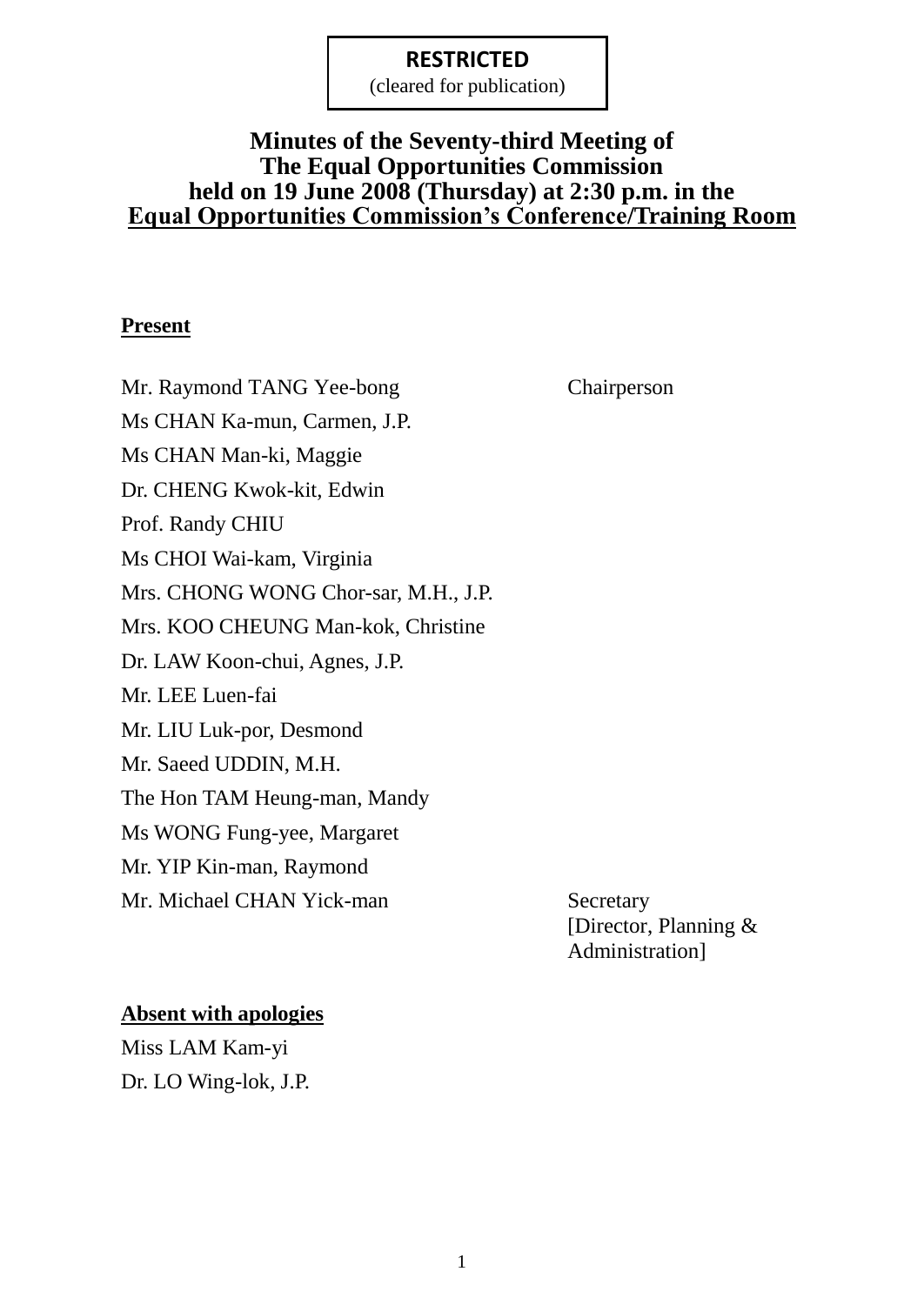**RESTRICTED**
(cleared for publication)

# Minutes of the Seventy-third Meeting of The Equal Opportunities Commission held on 19 June 2008 (Thursday) at 2:30 p.m. in the Equal Opportunities Commission's Conference/Training Room

**Present**

| | |
|---|---|
| Mr. Raymond TANG Yee-bong | Chairperson |
| Ms CHAN Ka-mun, Carmen, J.P. | |
| Ms CHAN Man-ki, Maggie | |
| Dr. CHENG Kwok-kit, Edwin | |
| Prof. Randy CHIU | |
| Ms CHOI Wai-kam, Virginia | |
| Mrs. CHONG WONG Chor-sar, M.H., J.P. | |
| Mrs. KOO CHEUNG Man-kok, Christine | |
| Dr. LAW Koon-chui, Agnes, J.P. | |
| Mr. LEE Luen-fai | |
| Mr. LIU Luk-por, Desmond | |
| Mr. Saeed UDDIN, M.H. | |
| The Hon TAM Heung-man, Mandy | |
| Ms WONG Fung-yee, Margaret | |
| Mr. YIP Kin-man, Raymond | |
| Mr. Michael CHAN Yick-man | Secretary [Director, Planning & Administration] |

**Absent with apologies**

Miss LAM Kam-yi
Dr. LO Wing-lok, J.P.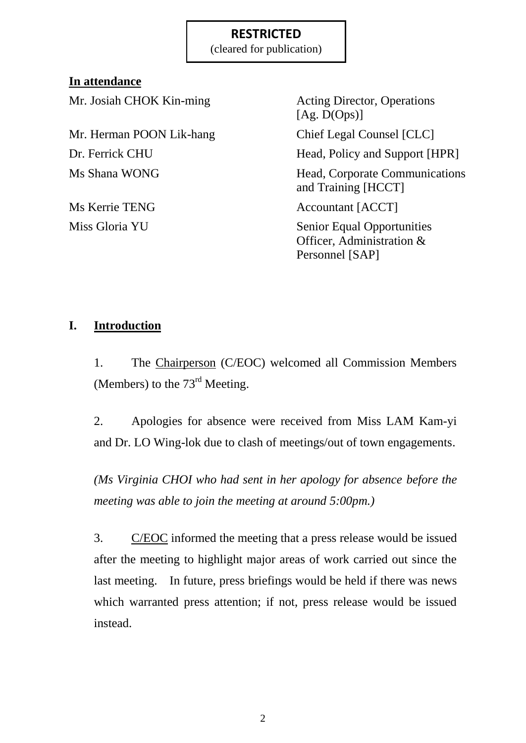**RESTRICTED**
(cleared for publication)

**In attendance**

| | |
|---|---|
| Mr. Josiah CHOK Kin-ming | Acting Director, Operations [Ag. D(Ops)] |
| Mr. Herman POON Lik-hang | Chief Legal Counsel [CLC] |
| Dr. Ferrick CHU | Head, Policy and Support [HPR] |
| Ms Shana WONG | Head, Corporate Communications and Training [HCCT] |
| Ms Kerrie TENG | Accountant [ACCT] |
| Miss Gloria YU | Senior Equal Opportunities Officer, Administration & Personnel [SAP] |

## I. Introduction

1. The Chairperson (C/EOC) welcomed all Commission Members (Members) to the 73rd Meeting.

2. Apologies for absence were received from Miss LAM Kam-yi and Dr. LO Wing-lok due to clash of meetings/out of town engagements.

*(Ms Virginia CHOI who had sent in her apology for absence before the meeting was able to join the meeting at around 5:00pm.)*

3. C/EOC informed the meeting that a press release would be issued after the meeting to highlight major areas of work carried out since the last meeting. In future, press briefings would be held if there was news which warranted press attention; if not, press release would be issued instead.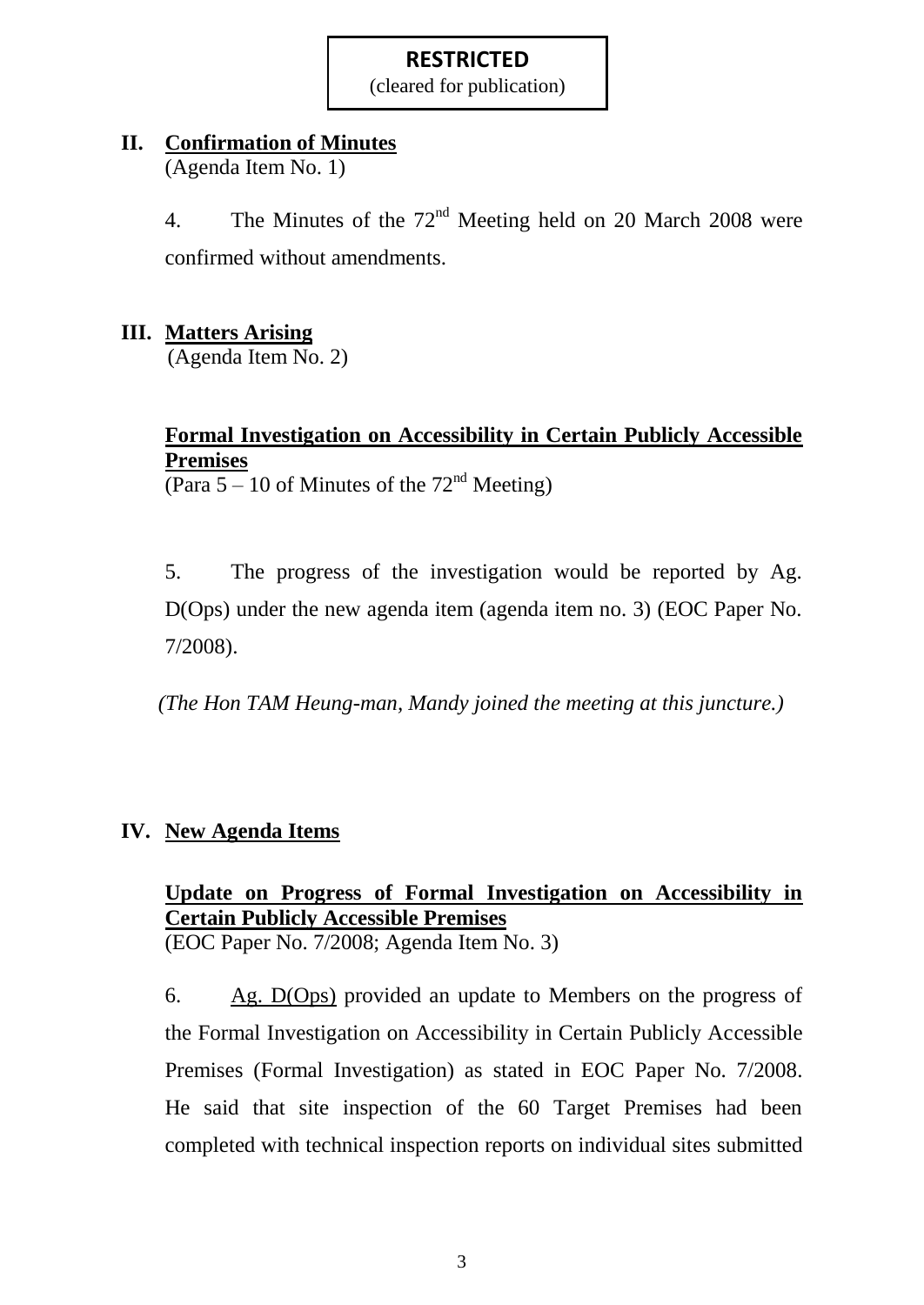**RESTRICTED**
(cleared for publication)

## II. Confirmation of Minutes

(Agenda Item No. 1)

4. The Minutes of the 72nd Meeting held on 20 March 2008 were confirmed without amendments.

## III. Matters Arising

(Agenda Item No. 2)

**Formal Investigation on Accessibility in Certain Publicly Accessible Premises**
(Para 5 – 10 of Minutes of the 72nd Meeting)

5. The progress of the investigation would be reported by Ag. D(Ops) under the new agenda item (agenda item no. 3) (EOC Paper No. 7/2008).

*(The Hon TAM Heung-man, Mandy joined the meeting at this juncture.)*

## IV. New Agenda Items

**Update on Progress of Formal Investigation on Accessibility in Certain Publicly Accessible Premises**
(EOC Paper No. 7/2008; Agenda Item No. 3)

6. Ag. D(Ops) provided an update to Members on the progress of the Formal Investigation on Accessibility in Certain Publicly Accessible Premises (Formal Investigation) as stated in EOC Paper No. 7/2008. He said that site inspection of the 60 Target Premises had been completed with technical inspection reports on individual sites submitted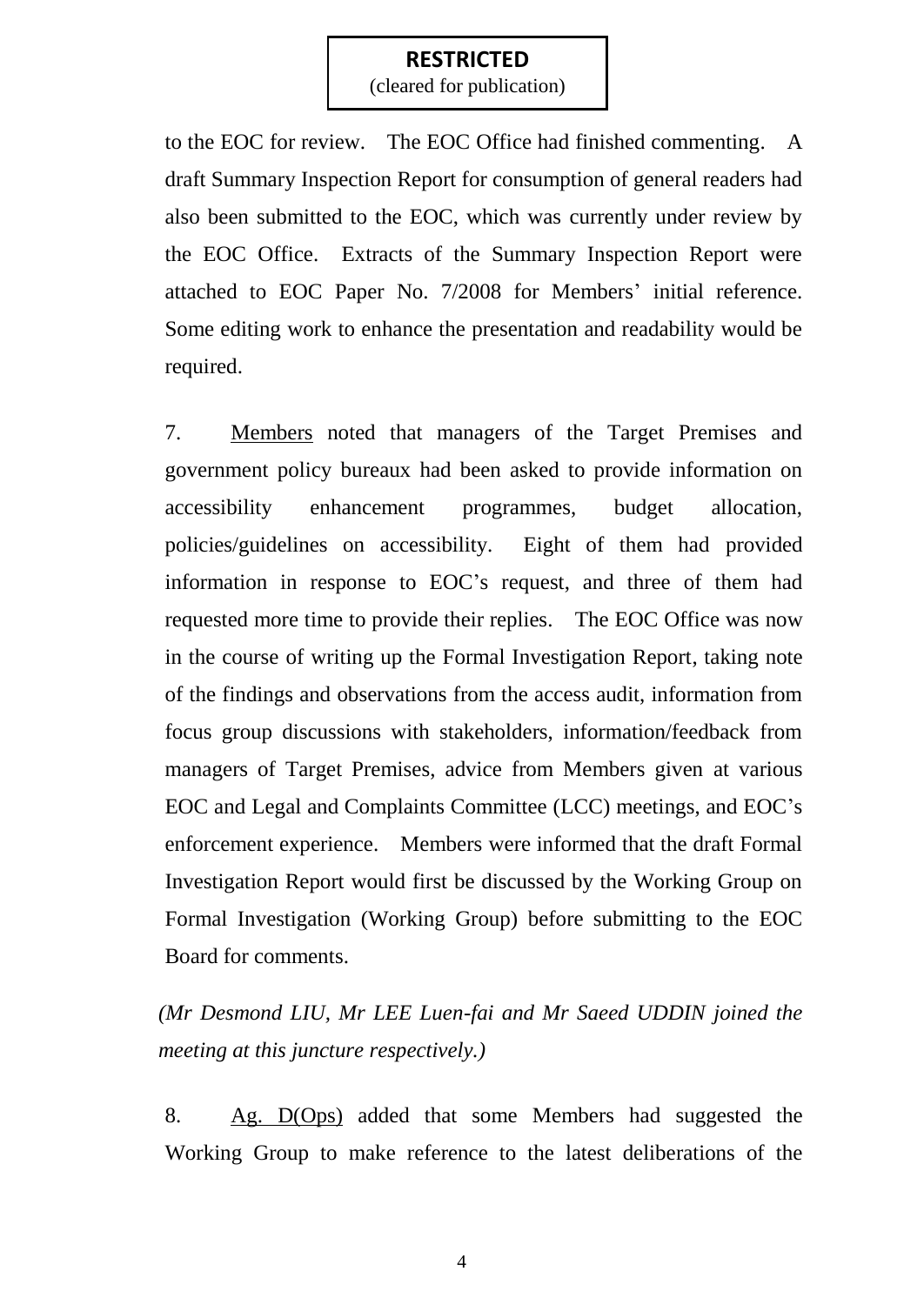to the EOC for review. The EOC Office had finished commenting. A draft Summary Inspection Report for consumption of general readers had also been submitted to the EOC, which was currently under review by the EOC Office. Extracts of the Summary Inspection Report were attached to EOC Paper No. 7/2008 for Members' initial reference. Some editing work to enhance the presentation and readability would be required.

7. Members noted that managers of the Target Premises and government policy bureaux had been asked to provide information on accessibility enhancement programmes, budget allocation, policies/guidelines on accessibility. Eight of them had provided information in response to EOC's request, and three of them had requested more time to provide their replies. The EOC Office was now in the course of writing up the Formal Investigation Report, taking note of the findings and observations from the access audit, information from focus group discussions with stakeholders, information/feedback from managers of Target Premises, advice from Members given at various EOC and Legal and Complaints Committee (LCC) meetings, and EOC's enforcement experience. Members were informed that the draft Formal Investigation Report would first be discussed by the Working Group on Formal Investigation (Working Group) before submitting to the EOC Board for comments.

*(Mr Desmond LIU, Mr LEE Luen-fai and Mr Saeed UDDIN joined the meeting at this juncture respectively.)*

8. Ag. D(Ops) added that some Members had suggested the Working Group to make reference to the latest deliberations of the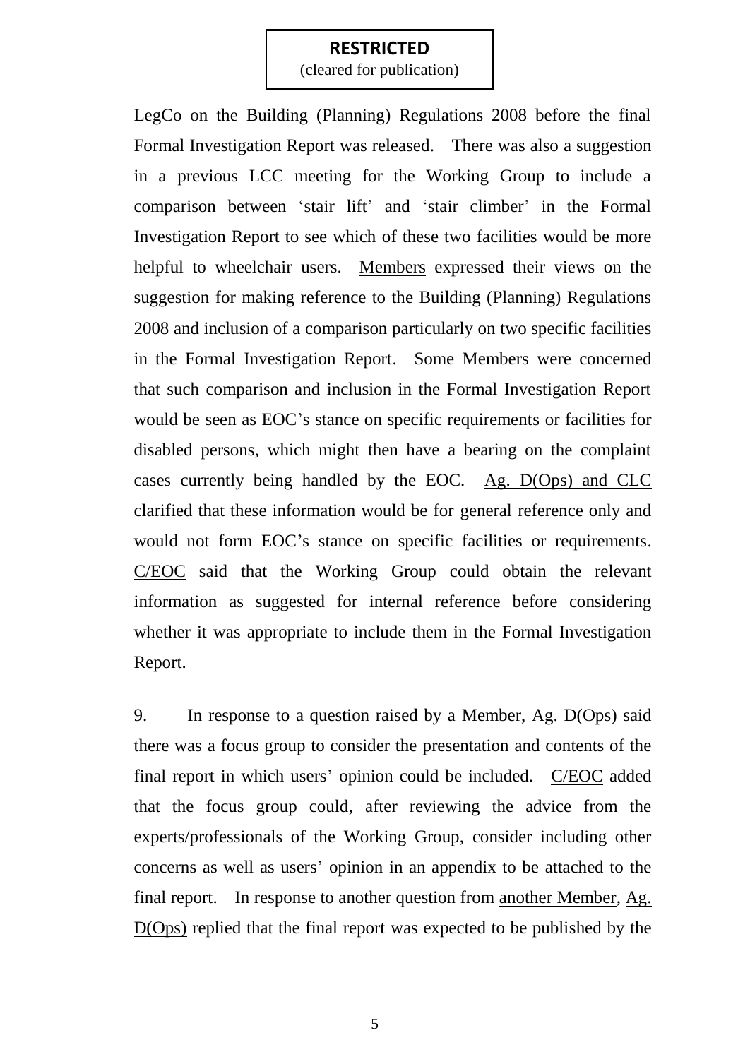**RESTRICTED**
(cleared for publication)

LegCo on the Building (Planning) Regulations 2008 before the final Formal Investigation Report was released. There was also a suggestion in a previous LCC meeting for the Working Group to include a comparison between 'stair lift' and 'stair climber' in the Formal Investigation Report to see which of these two facilities would be more helpful to wheelchair users. Members expressed their views on the suggestion for making reference to the Building (Planning) Regulations 2008 and inclusion of a comparison particularly on two specific facilities in the Formal Investigation Report. Some Members were concerned that such comparison and inclusion in the Formal Investigation Report would be seen as EOC's stance on specific requirements or facilities for disabled persons, which might then have a bearing on the complaint cases currently being handled by the EOC. Ag. D(Ops) and CLC clarified that these information would be for general reference only and would not form EOC's stance on specific facilities or requirements. C/EOC said that the Working Group could obtain the relevant information as suggested for internal reference before considering whether it was appropriate to include them in the Formal Investigation Report.

9. In response to a question raised by a Member, Ag. D(Ops) said there was a focus group to consider the presentation and contents of the final report in which users' opinion could be included. C/EOC added that the focus group could, after reviewing the advice from the experts/professionals of the Working Group, consider including other concerns as well as users' opinion in an appendix to be attached to the final report. In response to another question from another Member, Ag. D(Ops) replied that the final report was expected to be published by the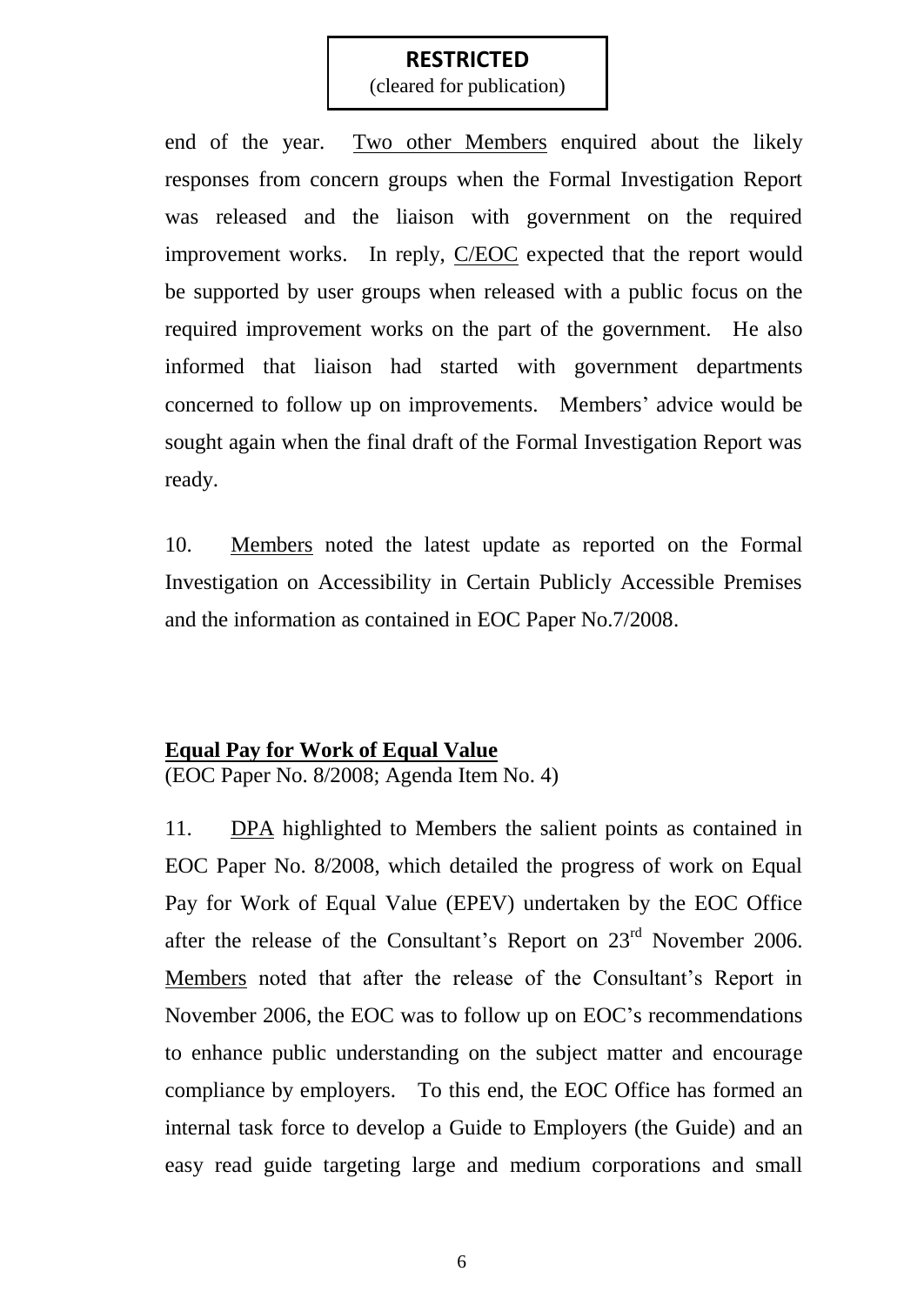end of the year. Two other Members enquired about the likely responses from concern groups when the Formal Investigation Report was released and the liaison with government on the required improvement works. In reply, C/EOC expected that the report would be supported by user groups when released with a public focus on the required improvement works on the part of the government. He also informed that liaison had started with government departments concerned to follow up on improvements. Members' advice would be sought again when the final draft of the Formal Investigation Report was ready.

10. Members noted the latest update as reported on the Formal Investigation on Accessibility in Certain Publicly Accessible Premises and the information as contained in EOC Paper No.7/2008.

**Equal Pay for Work of Equal Value**
(EOC Paper No. 8/2008; Agenda Item No. 4)

11. DPA highlighted to Members the salient points as contained in EOC Paper No. 8/2008, which detailed the progress of work on Equal Pay for Work of Equal Value (EPEV) undertaken by the EOC Office after the release of the Consultant's Report on 23rd November 2006. Members noted that after the release of the Consultant's Report in November 2006, the EOC was to follow up on EOC's recommendations to enhance public understanding on the subject matter and encourage compliance by employers. To this end, the EOC Office has formed an internal task force to develop a Guide to Employers (the Guide) and an easy read guide targeting large and medium corporations and small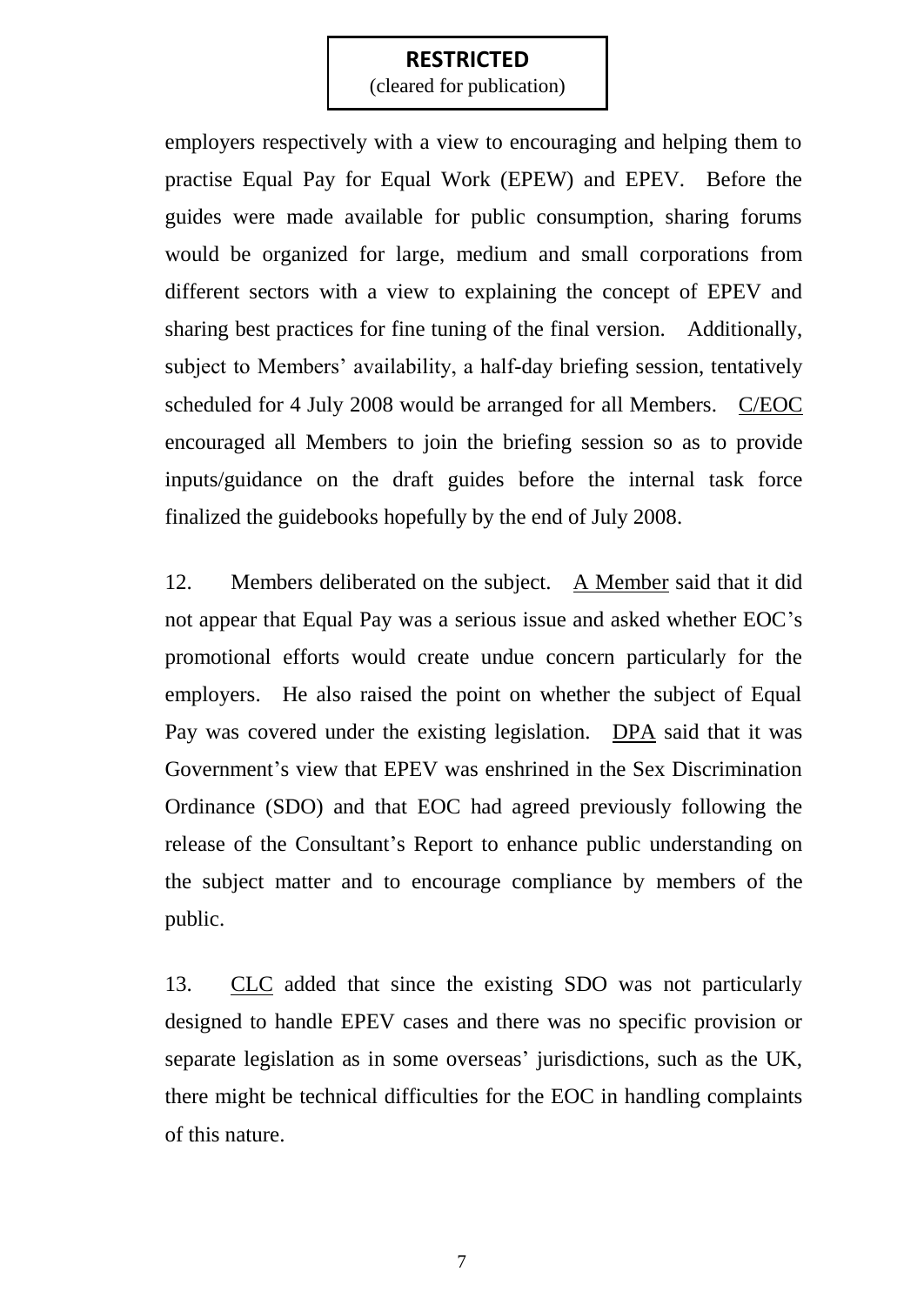employers respectively with a view to encouraging and helping them to practise Equal Pay for Equal Work (EPEW) and EPEV. Before the guides were made available for public consumption, sharing forums would be organized for large, medium and small corporations from different sectors with a view to explaining the concept of EPEV and sharing best practices for fine tuning of the final version. Additionally, subject to Members' availability, a half-day briefing session, tentatively scheduled for 4 July 2008 would be arranged for all Members. <u>C/EOC</u> encouraged all Members to join the briefing session so as to provide inputs/guidance on the draft guides before the internal task force finalized the guidebooks hopefully by the end of July 2008.

12. Members deliberated on the subject. <u>A Member</u> said that it did not appear that Equal Pay was a serious issue and asked whether EOC's promotional efforts would create undue concern particularly for the employers. He also raised the point on whether the subject of Equal Pay was covered under the existing legislation. <u>DPA</u> said that it was Government's view that EPEV was enshrined in the Sex Discrimination Ordinance (SDO) and that EOC had agreed previously following the release of the Consultant's Report to enhance public understanding on the subject matter and to encourage compliance by members of the public.

13. <u>CLC</u> added that since the existing SDO was not particularly designed to handle EPEV cases and there was no specific provision or separate legislation as in some overseas' jurisdictions, such as the UK, there might be technical difficulties for the EOC in handling complaints of this nature.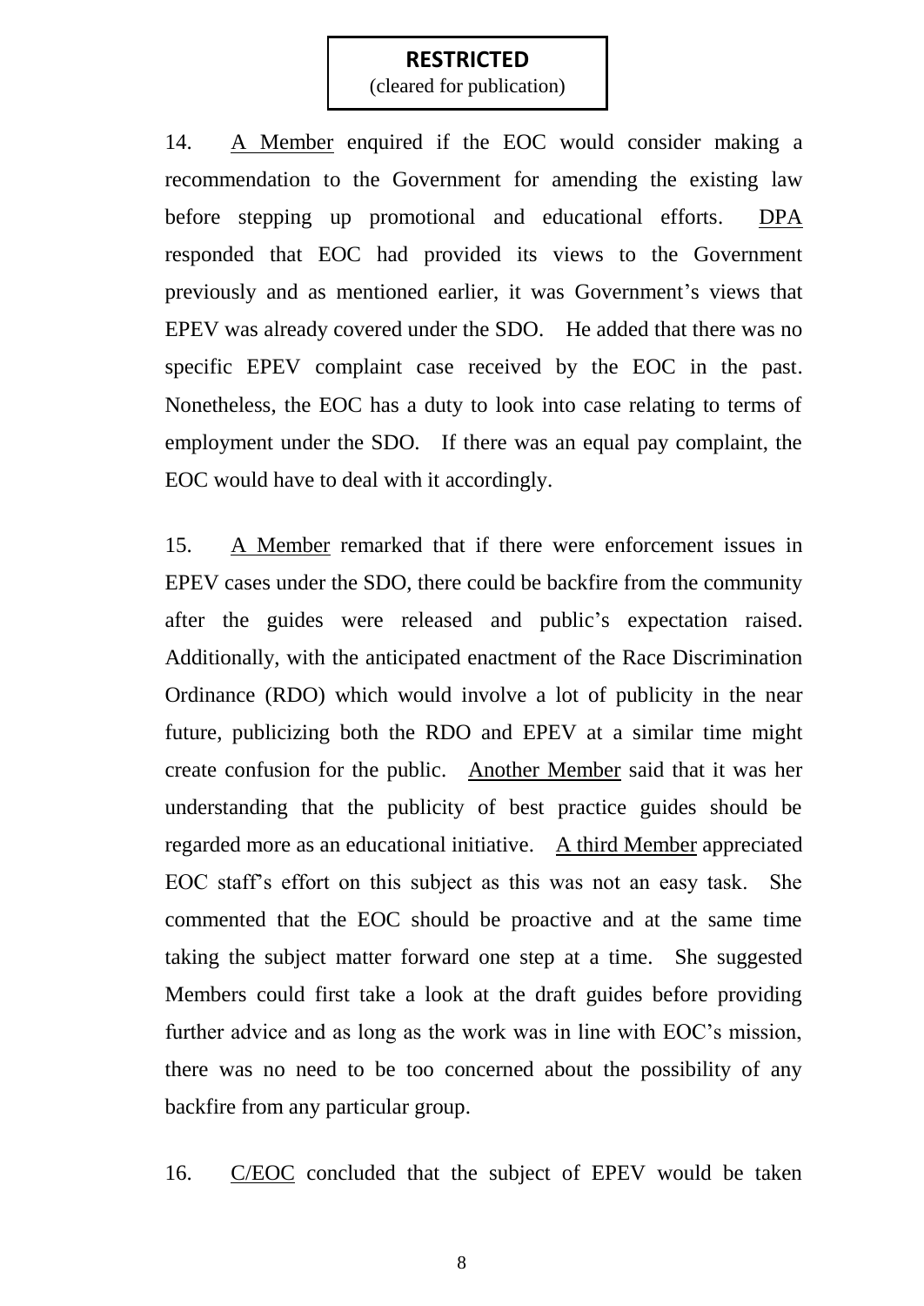14. A Member enquired if the EOC would consider making a recommendation to the Government for amending the existing law before stepping up promotional and educational efforts. DPA responded that EOC had provided its views to the Government previously and as mentioned earlier, it was Government's views that EPEV was already covered under the SDO. He added that there was no specific EPEV complaint case received by the EOC in the past. Nonetheless, the EOC has a duty to look into case relating to terms of employment under the SDO. If there was an equal pay complaint, the EOC would have to deal with it accordingly.

15. A Member remarked that if there were enforcement issues in EPEV cases under the SDO, there could be backfire from the community after the guides were released and public's expectation raised. Additionally, with the anticipated enactment of the Race Discrimination Ordinance (RDO) which would involve a lot of publicity in the near future, publicizing both the RDO and EPEV at a similar time might create confusion for the public. Another Member said that it was her understanding that the publicity of best practice guides should be regarded more as an educational initiative. A third Member appreciated EOC staff's effort on this subject as this was not an easy task. She commented that the EOC should be proactive and at the same time taking the subject matter forward one step at a time. She suggested Members could first take a look at the draft guides before providing further advice and as long as the work was in line with EOC's mission, there was no need to be too concerned about the possibility of any backfire from any particular group.

16. C/EOC concluded that the subject of EPEV would be taken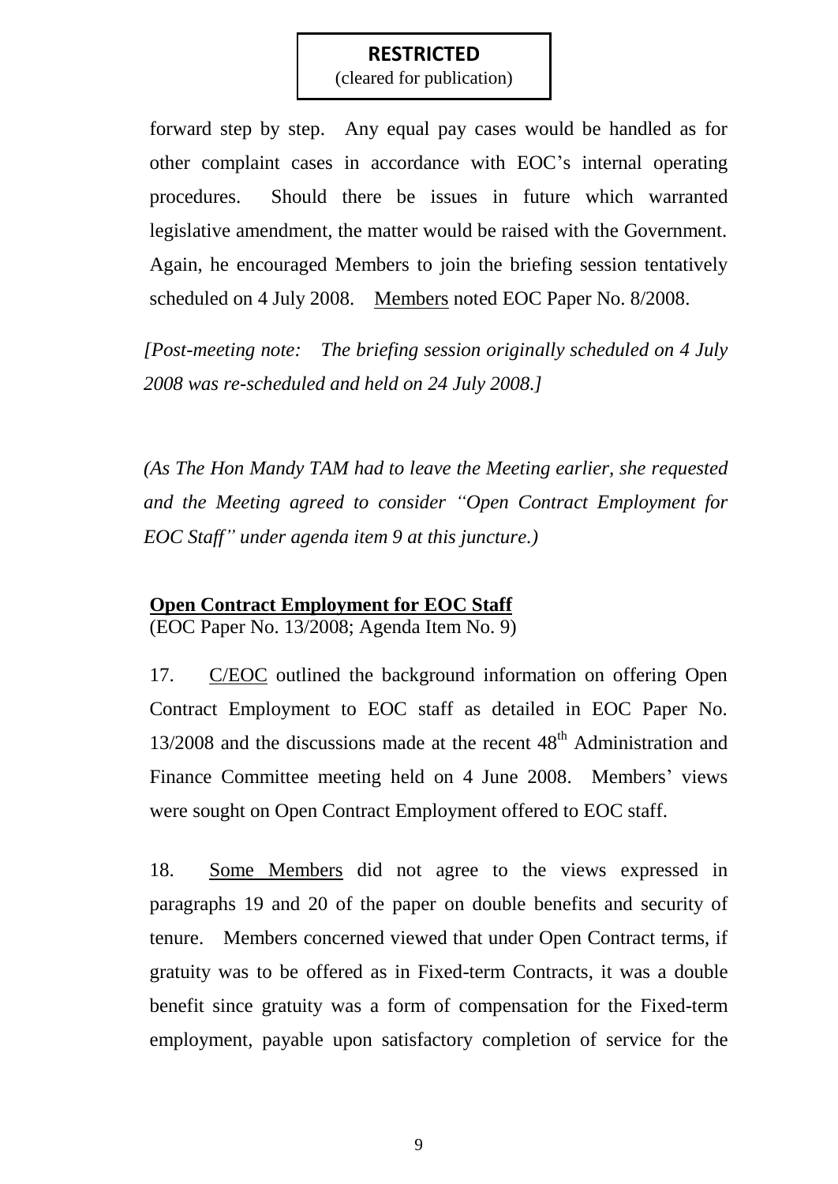**RESTRICTED**
(cleared for publication)

forward step by step. Any equal pay cases would be handled as for other complaint cases in accordance with EOC's internal operating procedures. Should there be issues in future which warranted legislative amendment, the matter would be raised with the Government. Again, he encouraged Members to join the briefing session tentatively scheduled on 4 July 2008. Members noted EOC Paper No. 8/2008.

*[Post-meeting note: The briefing session originally scheduled on 4 July 2008 was re-scheduled and held on 24 July 2008.]*

*(As The Hon Mandy TAM had to leave the Meeting earlier, she requested and the Meeting agreed to consider "Open Contract Employment for EOC Staff" under agenda item 9 at this juncture.)*

**Open Contract Employment for EOC Staff**
(EOC Paper No. 13/2008; Agenda Item No. 9)

17. C/EOC outlined the background information on offering Open Contract Employment to EOC staff as detailed in EOC Paper No. 13/2008 and the discussions made at the recent 48th Administration and Finance Committee meeting held on 4 June 2008. Members' views were sought on Open Contract Employment offered to EOC staff.

18. Some Members did not agree to the views expressed in paragraphs 19 and 20 of the paper on double benefits and security of tenure. Members concerned viewed that under Open Contract terms, if gratuity was to be offered as in Fixed-term Contracts, it was a double benefit since gratuity was a form of compensation for the Fixed-term employment, payable upon satisfactory completion of service for the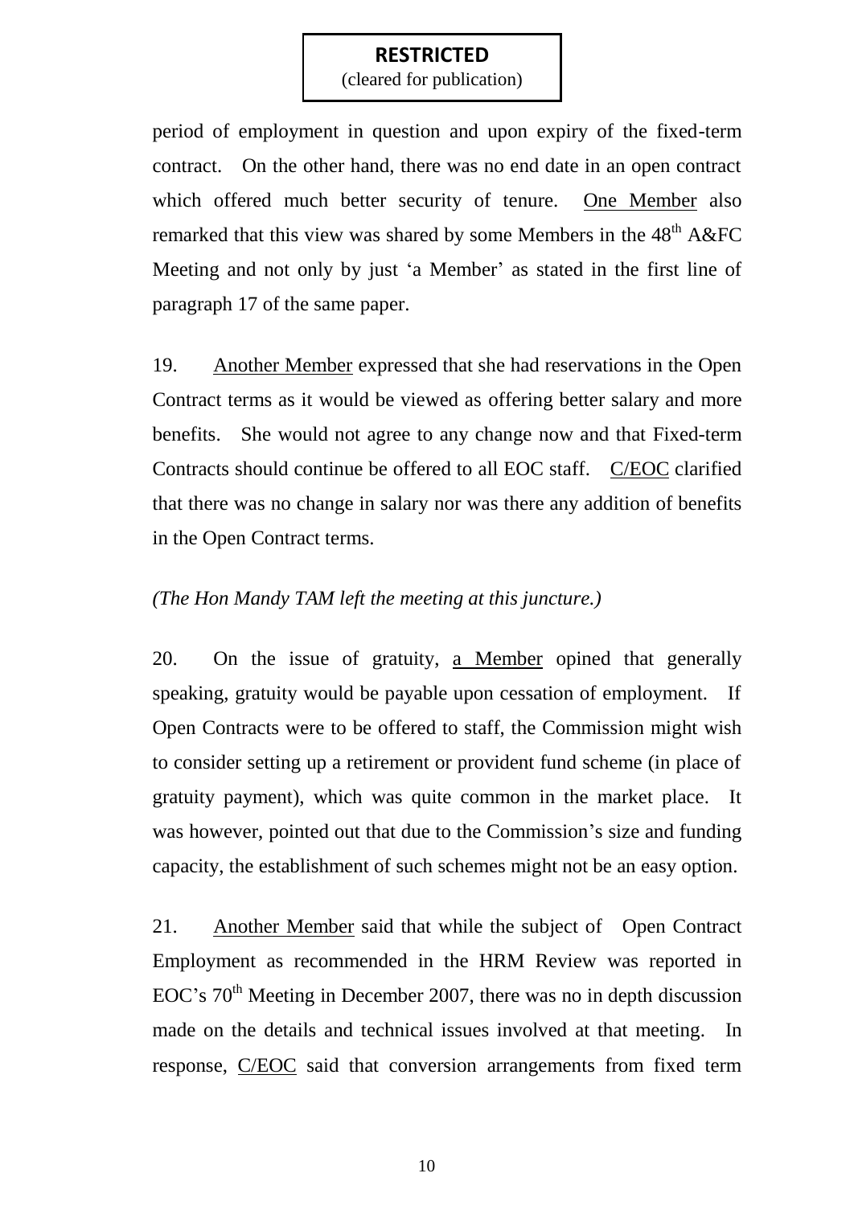period of employment in question and upon expiry of the fixed-term contract. On the other hand, there was no end date in an open contract which offered much better security of tenure. One Member also remarked that this view was shared by some Members in the 48th A&FC Meeting and not only by just 'a Member' as stated in the first line of paragraph 17 of the same paper.

19. Another Member expressed that she had reservations in the Open Contract terms as it would be viewed as offering better salary and more benefits. She would not agree to any change now and that Fixed-term Contracts should continue be offered to all EOC staff. C/EOC clarified that there was no change in salary nor was there any addition of benefits in the Open Contract terms.

*(The Hon Mandy TAM left the meeting at this juncture.)*

20. On the issue of gratuity, a Member opined that generally speaking, gratuity would be payable upon cessation of employment. If Open Contracts were to be offered to staff, the Commission might wish to consider setting up a retirement or provident fund scheme (in place of gratuity payment), which was quite common in the market place. It was however, pointed out that due to the Commission's size and funding capacity, the establishment of such schemes might not be an easy option.

21. Another Member said that while the subject of Open Contract Employment as recommended in the HRM Review was reported in EOC's 70th Meeting in December 2007, there was no in depth discussion made on the details and technical issues involved at that meeting. In response, C/EOC said that conversion arrangements from fixed term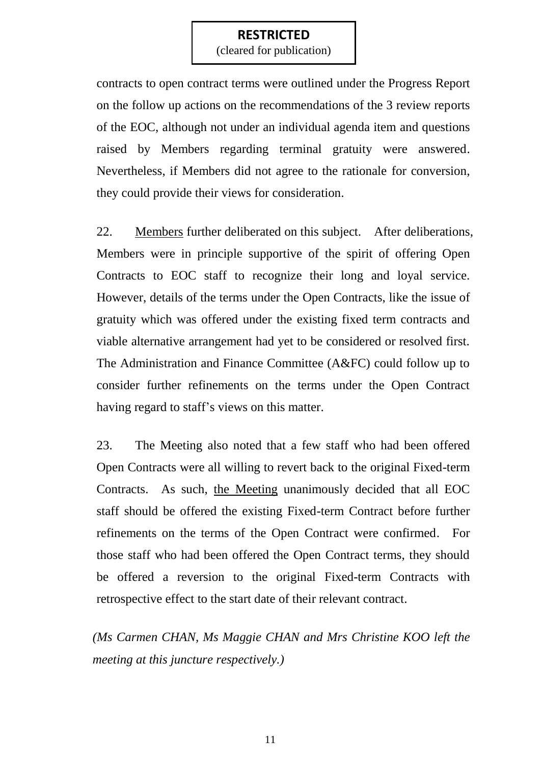**RESTRICTED**
(cleared for publication)

contracts to open contract terms were outlined under the Progress Report on the follow up actions on the recommendations of the 3 review reports of the EOC, although not under an individual agenda item and questions raised by Members regarding terminal gratuity were answered. Nevertheless, if Members did not agree to the rationale for conversion, they could provide their views for consideration.

22. Members further deliberated on this subject. After deliberations, Members were in principle supportive of the spirit of offering Open Contracts to EOC staff to recognize their long and loyal service. However, details of the terms under the Open Contracts, like the issue of gratuity which was offered under the existing fixed term contracts and viable alternative arrangement had yet to be considered or resolved first. The Administration and Finance Committee (A&FC) could follow up to consider further refinements on the terms under the Open Contract having regard to staff's views on this matter.

23. The Meeting also noted that a few staff who had been offered Open Contracts were all willing to revert back to the original Fixed-term Contracts. As such, the Meeting unanimously decided that all EOC staff should be offered the existing Fixed-term Contract before further refinements on the terms of the Open Contract were confirmed. For those staff who had been offered the Open Contract terms, they should be offered a reversion to the original Fixed-term Contracts with retrospective effect to the start date of their relevant contract.

*(Ms Carmen CHAN, Ms Maggie CHAN and Mrs Christine KOO left the meeting at this juncture respectively.)*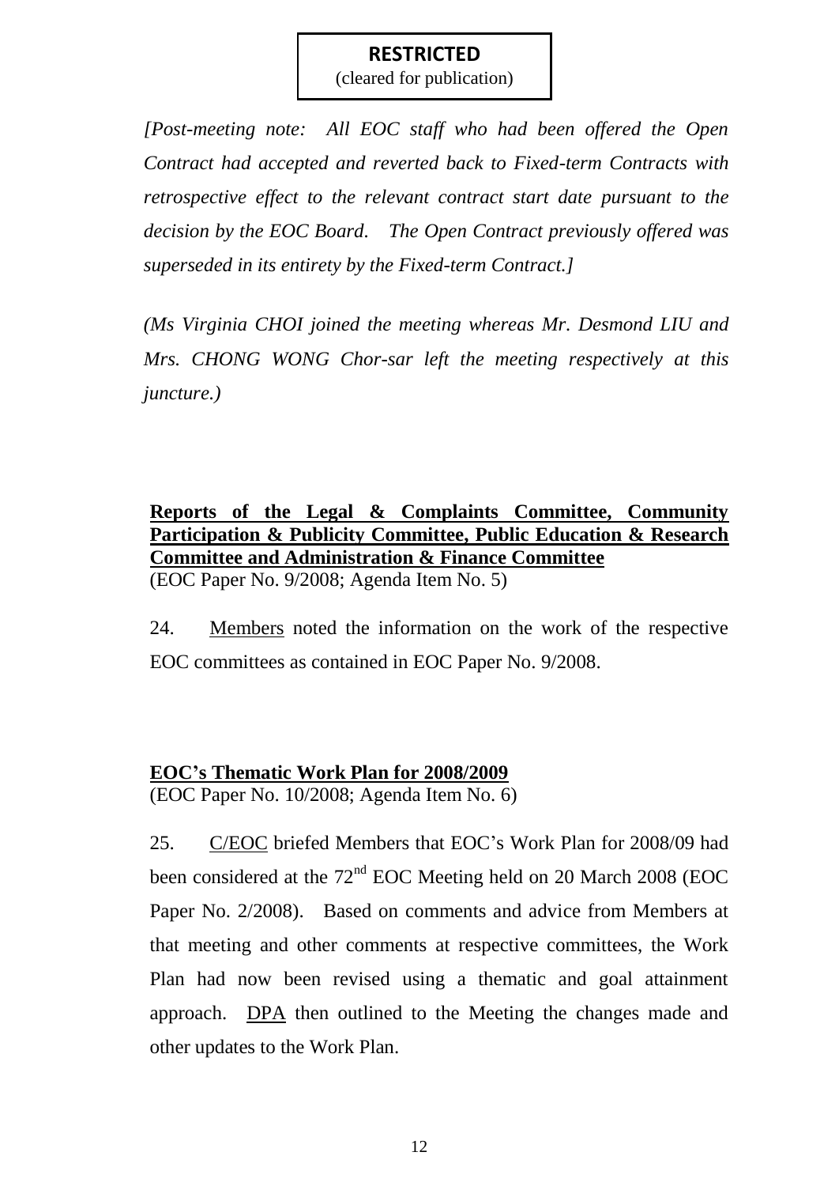**RESTRICTED**
(cleared for publication)

*[Post-meeting note: All EOC staff who had been offered the Open Contract had accepted and reverted back to Fixed-term Contracts with retrospective effect to the relevant contract start date pursuant to the decision by the EOC Board. The Open Contract previously offered was superseded in its entirety by the Fixed-term Contract.]*

*(Ms Virginia CHOI joined the meeting whereas Mr. Desmond LIU and Mrs. CHONG WONG Chor-sar left the meeting respectively at this juncture.)*

**Reports of the Legal & Complaints Committee, Community Participation & Publicity Committee, Public Education & Research Committee and Administration & Finance Committee**
(EOC Paper No. 9/2008; Agenda Item No. 5)

24. Members noted the information on the work of the respective EOC committees as contained in EOC Paper No. 9/2008.

**EOC's Thematic Work Plan for 2008/2009**
(EOC Paper No. 10/2008; Agenda Item No. 6)

25. C/EOC briefed Members that EOC's Work Plan for 2008/09 had been considered at the 72nd EOC Meeting held on 20 March 2008 (EOC Paper No. 2/2008). Based on comments and advice from Members at that meeting and other comments at respective committees, the Work Plan had now been revised using a thematic and goal attainment approach. DPA then outlined to the Meeting the changes made and other updates to the Work Plan.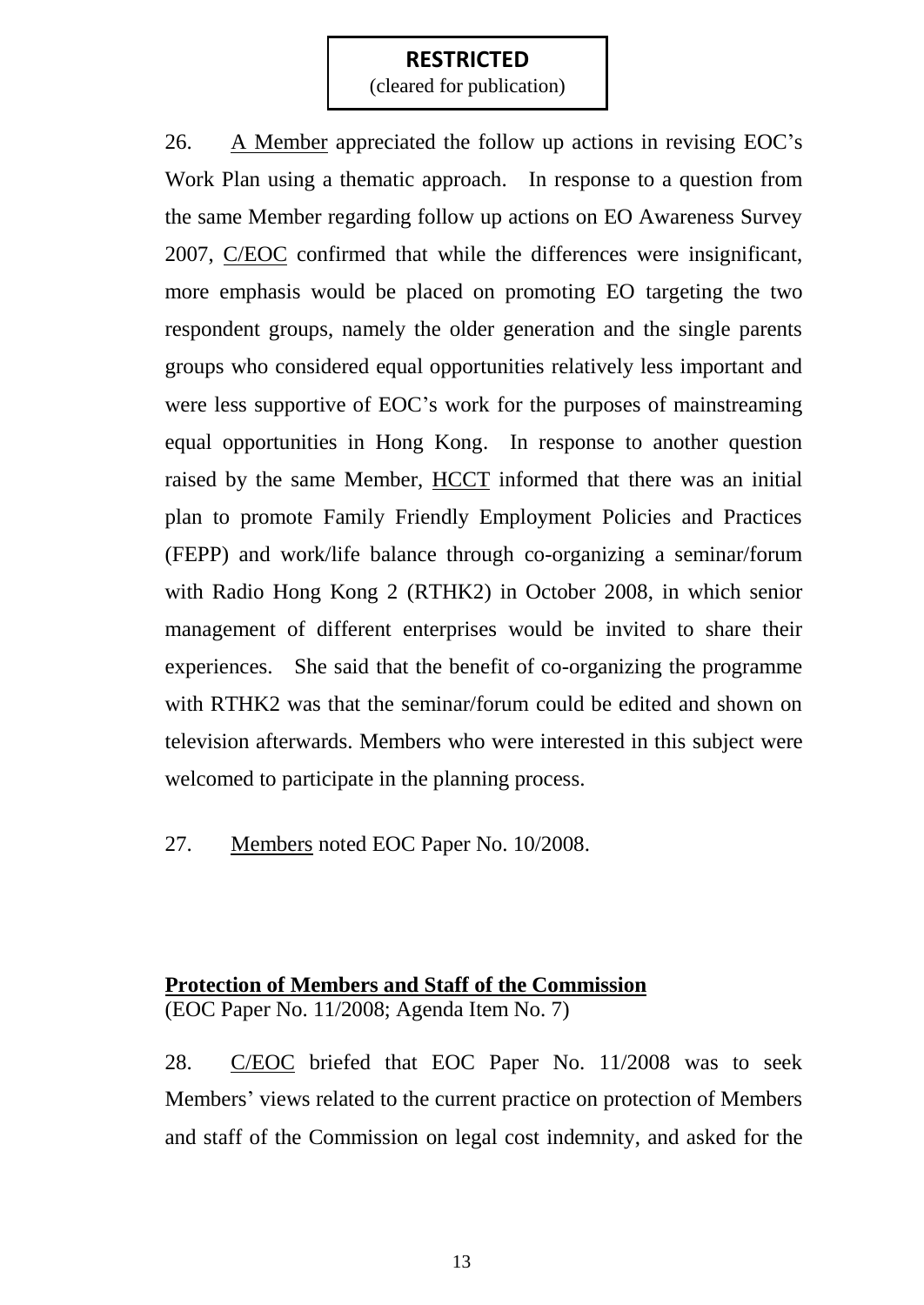**RESTRICTED**
(cleared for publication)

26. A Member appreciated the follow up actions in revising EOC's Work Plan using a thematic approach. In response to a question from the same Member regarding follow up actions on EO Awareness Survey 2007, C/EOC confirmed that while the differences were insignificant, more emphasis would be placed on promoting EO targeting the two respondent groups, namely the older generation and the single parents groups who considered equal opportunities relatively less important and were less supportive of EOC's work for the purposes of mainstreaming equal opportunities in Hong Kong. In response to another question raised by the same Member, HCCT informed that there was an initial plan to promote Family Friendly Employment Policies and Practices (FEPP) and work/life balance through co-organizing a seminar/forum with Radio Hong Kong 2 (RTHK2) in October 2008, in which senior management of different enterprises would be invited to share their experiences. She said that the benefit of co-organizing the programme with RTHK2 was that the seminar/forum could be edited and shown on television afterwards. Members who were interested in this subject were welcomed to participate in the planning process.

27. Members noted EOC Paper No. 10/2008.

**Protection of Members and Staff of the Commission**
(EOC Paper No. 11/2008; Agenda Item No. 7)

28. C/EOC briefed that EOC Paper No. 11/2008 was to seek Members' views related to the current practice on protection of Members and staff of the Commission on legal cost indemnity, and asked for the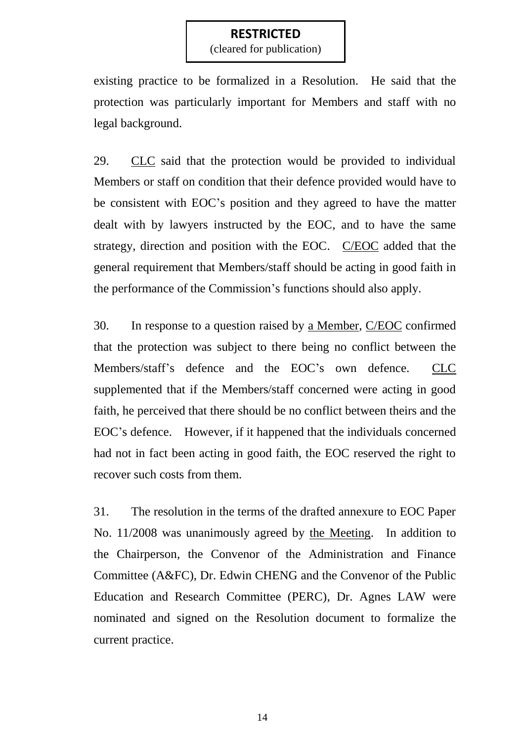existing practice to be formalized in a Resolution. He said that the protection was particularly important for Members and staff with no legal background.

29. CLC said that the protection would be provided to individual Members or staff on condition that their defence provided would have to be consistent with EOC's position and they agreed to have the matter dealt with by lawyers instructed by the EOC, and to have the same strategy, direction and position with the EOC. C/EOC added that the general requirement that Members/staff should be acting in good faith in the performance of the Commission's functions should also apply.

30. In response to a question raised by a Member, C/EOC confirmed that the protection was subject to there being no conflict between the Members/staff's defence and the EOC's own defence. CLC supplemented that if the Members/staff concerned were acting in good faith, he perceived that there should be no conflict between theirs and the EOC's defence. However, if it happened that the individuals concerned had not in fact been acting in good faith, the EOC reserved the right to recover such costs from them.

31. The resolution in the terms of the drafted annexure to EOC Paper No. 11/2008 was unanimously agreed by the Meeting. In addition to the Chairperson, the Convenor of the Administration and Finance Committee (A&FC), Dr. Edwin CHENG and the Convenor of the Public Education and Research Committee (PERC), Dr. Agnes LAW were nominated and signed on the Resolution document to formalize the current practice.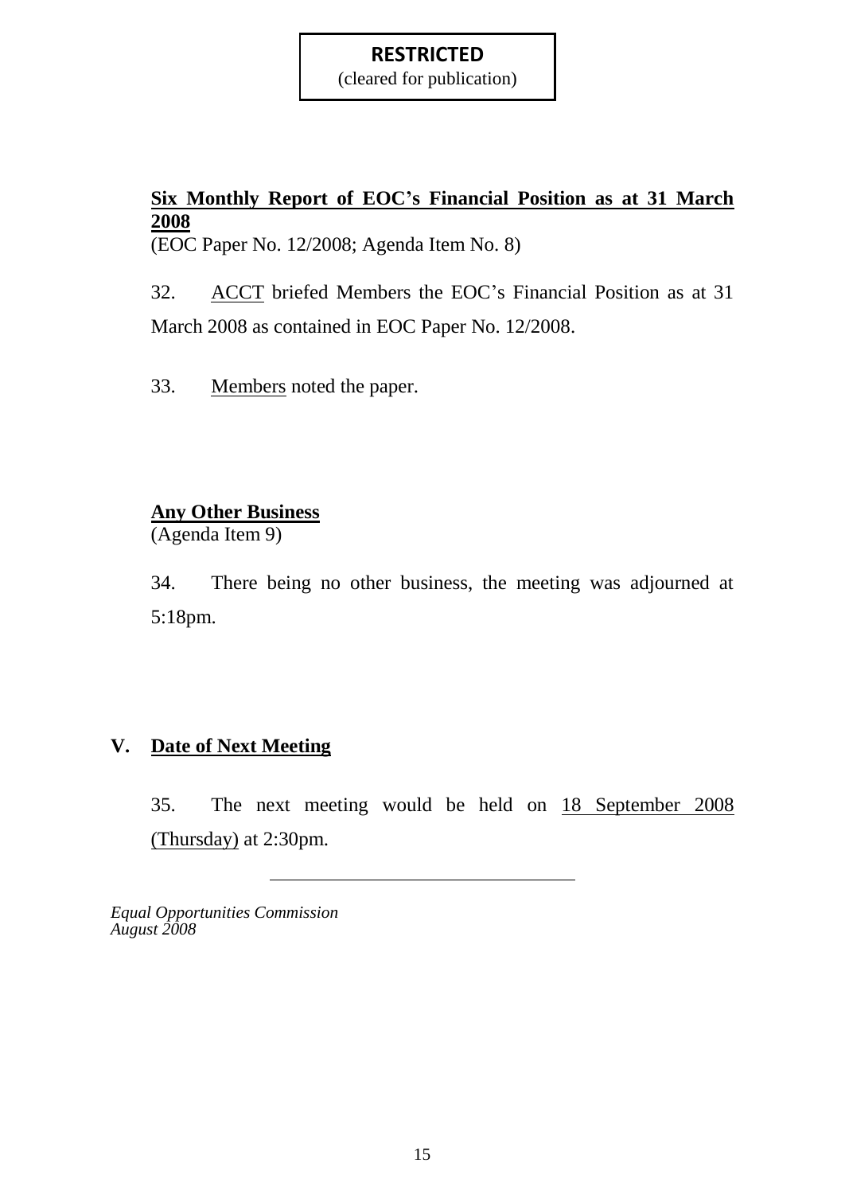**RESTRICTED**
(cleared for publication)

**Six Monthly Report of EOC's Financial Position as at 31 March 2008**
(EOC Paper No. 12/2008; Agenda Item No. 8)

32. ACCT briefed Members the EOC's Financial Position as at 31 March 2008 as contained in EOC Paper No. 12/2008.

33. Members noted the paper.

**Any Other Business**
(Agenda Item 9)

34. There being no other business, the meeting was adjourned at 5:18pm.

## V. Date of Next Meeting

35. The next meeting would be held on 18 September 2008 (Thursday) at 2:30pm.

---

*Equal Opportunities Commission*
*August 2008*